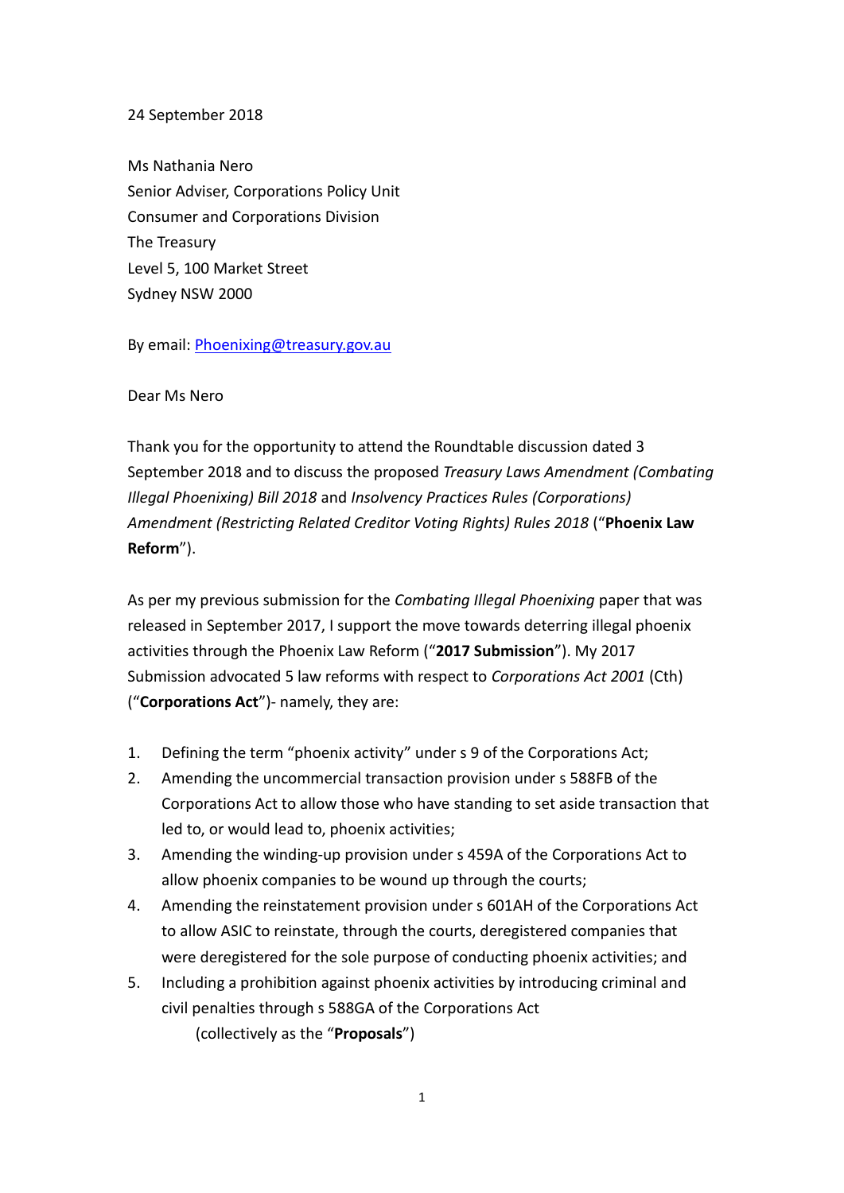24 September 2018

Ms Nathania Nero
Senior Adviser, Corporations Policy Unit
Consumer and Corporations Division
The Treasury
Level 5, 100 Market Street
Sydney NSW 2000

By email: [Phoenixing@treasury.gov.au](mailto:Phoenixing@treasury.gov.au)

Dear Ms Nero

Thank you for the opportunity to attend the Roundtable discussion dated 3 September 2018 and to discuss the proposed *Treasury Laws Amendment (Combating Illegal Phoenixing) Bill 2018* and *Insolvency Practices Rules (Corporations) Amendment (Restricting Related Creditor Voting Rights) Rules 2018* ("**Phoenix Law Reform**").

As per my previous submission for the *Combating Illegal Phoenixing* paper that was released in September 2017, I support the move towards deterring illegal phoenix activities through the Phoenix Law Reform ("**2017 Submission**"). My 2017 Submission advocated 5 law reforms with respect to *Corporations Act 2001* (Cth) ("**Corporations Act**")- namely, they are:

1. Defining the term "phoenix activity" under s 9 of the Corporations Act;
2. Amending the uncommercial transaction provision under s 588FB of the Corporations Act to allow those who have standing to set aside transaction that led to, or would lead to, phoenix activities;
3. Amending the winding-up provision under s 459A of the Corporations Act to allow phoenix companies to be wound up through the courts;
4. Amending the reinstatement provision under s 601AH of the Corporations Act to allow ASIC to reinstate, through the courts, deregistered companies that were deregistered for the sole purpose of conducting phoenix activities; and
5. Including a prohibition against phoenix activities by introducing criminal and civil penalties through s 588GA of the Corporations Act

   (collectively as the "**Proposals**")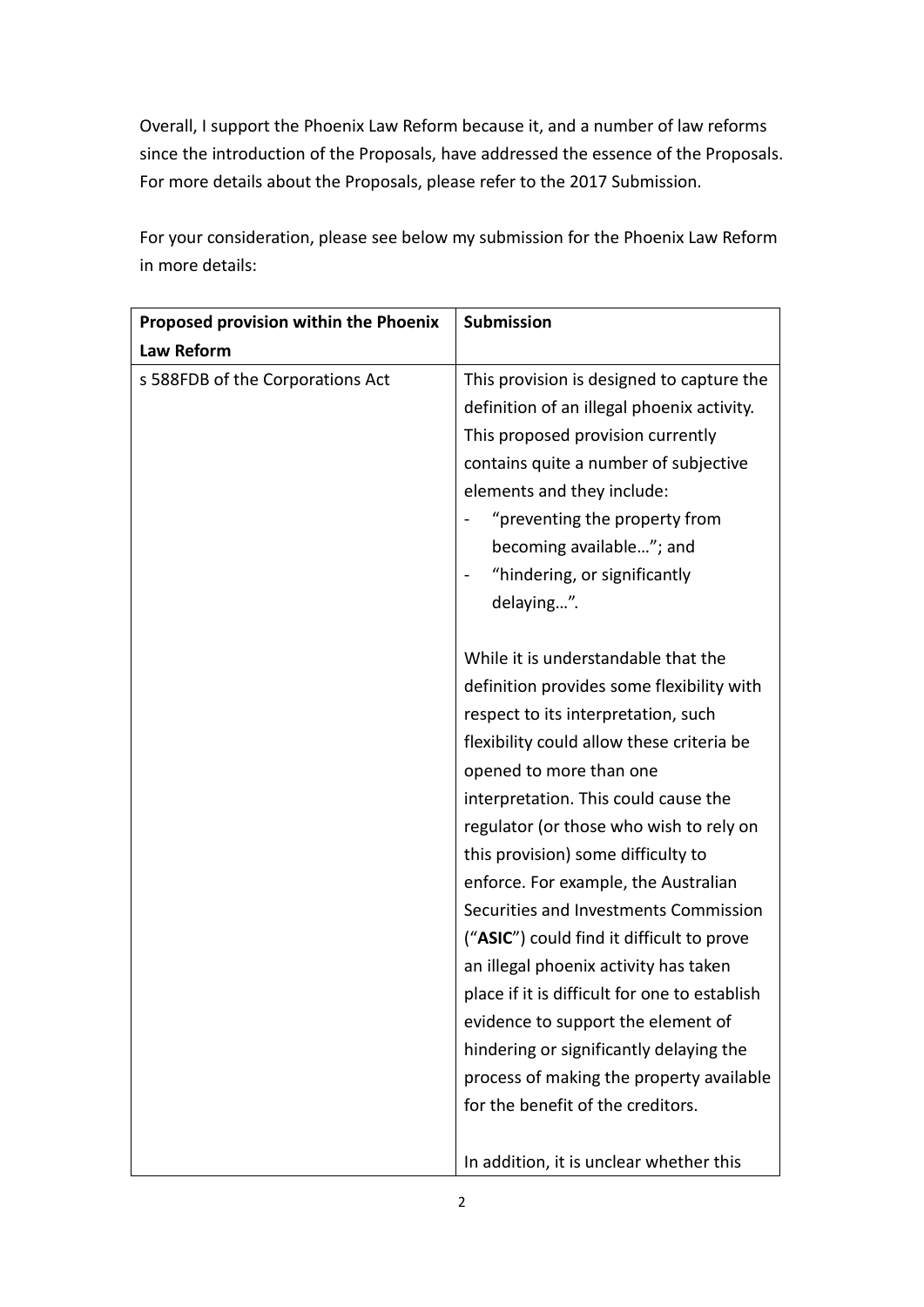Overall, I support the Phoenix Law Reform because it, and a number of law reforms since the introduction of the Proposals, have addressed the essence of the Proposals. For more details about the Proposals, please refer to the 2017 Submission.

For your consideration, please see below my submission for the Phoenix Law Reform in more details:

| **Proposed provision within the Phoenix Law Reform** | **Submission** |
| --- | --- |
| s 588FDB of the Corporations Act | This provision is designed to capture the definition of an illegal phoenix activity. This proposed provision currently contains quite a number of subjective elements and they include:<br>- "preventing the property from becoming available…"; and<br>- "hindering, or significantly delaying…".<br><br>While it is understandable that the definition provides some flexibility with respect to its interpretation, such flexibility could allow these criteria be opened to more than one interpretation. This could cause the regulator (or those who wish to rely on this provision) some difficulty to enforce. For example, the Australian Securities and Investments Commission ("**ASIC**") could find it difficult to prove an illegal phoenix activity has taken place if it is difficult for one to establish evidence to support the element of hindering or significantly delaying the process of making the property available for the benefit of the creditors.<br><br>In addition, it is unclear whether this |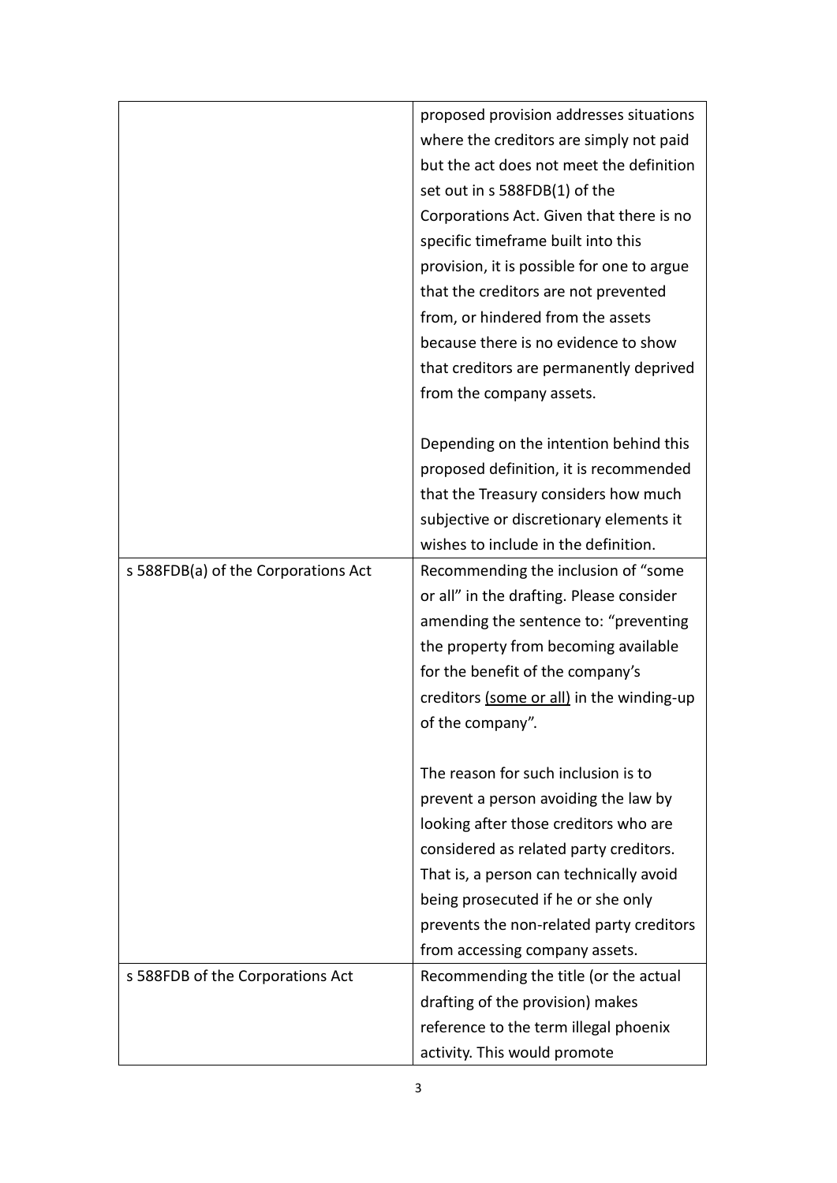| | |
|---|---|
| | proposed provision addresses situations where the creditors are simply not paid but the act does not meet the definition set out in s 588FDB(1) of the Corporations Act. Given that there is no specific timeframe built into this provision, it is possible for one to argue that the creditors are not prevented from, or hindered from the assets because there is no evidence to show that creditors are permanently deprived from the company assets.<br><br>Depending on the intention behind this proposed definition, it is recommended that the Treasury considers how much subjective or discretionary elements it wishes to include in the definition. |
| s 588FDB(a) of the Corporations Act | Recommending the inclusion of "some or all" in the drafting. Please consider amending the sentence to: "preventing the property from becoming available for the benefit of the company's creditors <u>(some or all)</u> in the winding-up of the company".<br><br>The reason for such inclusion is to prevent a person avoiding the law by looking after those creditors who are considered as related party creditors. That is, a person can technically avoid being prosecuted if he or she only prevents the non-related party creditors from accessing company assets. |
| s 588FDB of the Corporations Act | Recommending the title (or the actual drafting of the provision) makes reference to the term illegal phoenix activity. This would promote |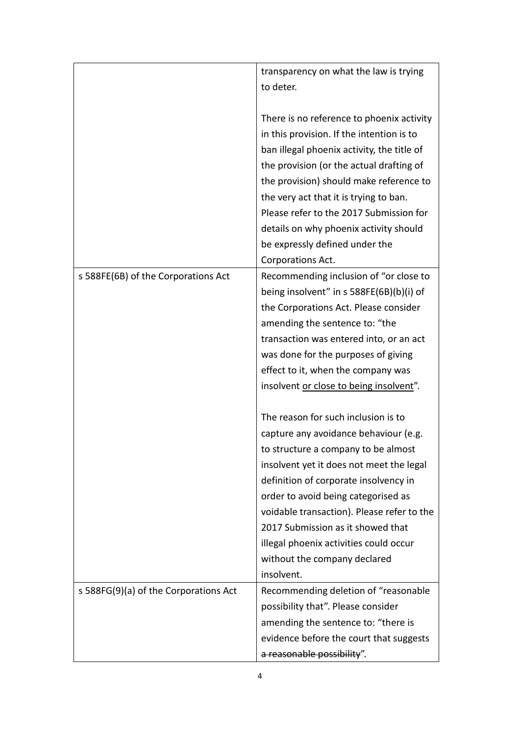| | |
|---|---|
| | transparency on what the law is trying to deter.<br><br>There is no reference to phoenix activity in this provision. If the intention is to ban illegal phoenix activity, the title of the provision (or the actual drafting of the provision) should make reference to the very act that it is trying to ban. Please refer to the 2017 Submission for details on why phoenix activity should be expressly defined under the Corporations Act. |
| s 588FE(6B) of the Corporations Act | Recommending inclusion of "or close to being insolvent" in s 588FE(6B)(b)(i) of the Corporations Act. Please consider amending the sentence to: "the transaction was entered into, or an act was done for the purposes of giving effect to it, when the company was insolvent <u>or close to being insolvent</u>".<br><br>The reason for such inclusion is to capture any avoidance behaviour (e.g. to structure a company to be almost insolvent yet it does not meet the legal definition of corporate insolvency in order to avoid being categorised as voidable transaction). Please refer to the 2017 Submission as it showed that illegal phoenix activities could occur without the company declared insolvent. |
| s 588FG(9)(a) of the Corporations Act | Recommending deletion of "reasonable possibility that". Please consider amending the sentence to: "there is evidence before the court that suggests ~~a reasonable possibility~~". |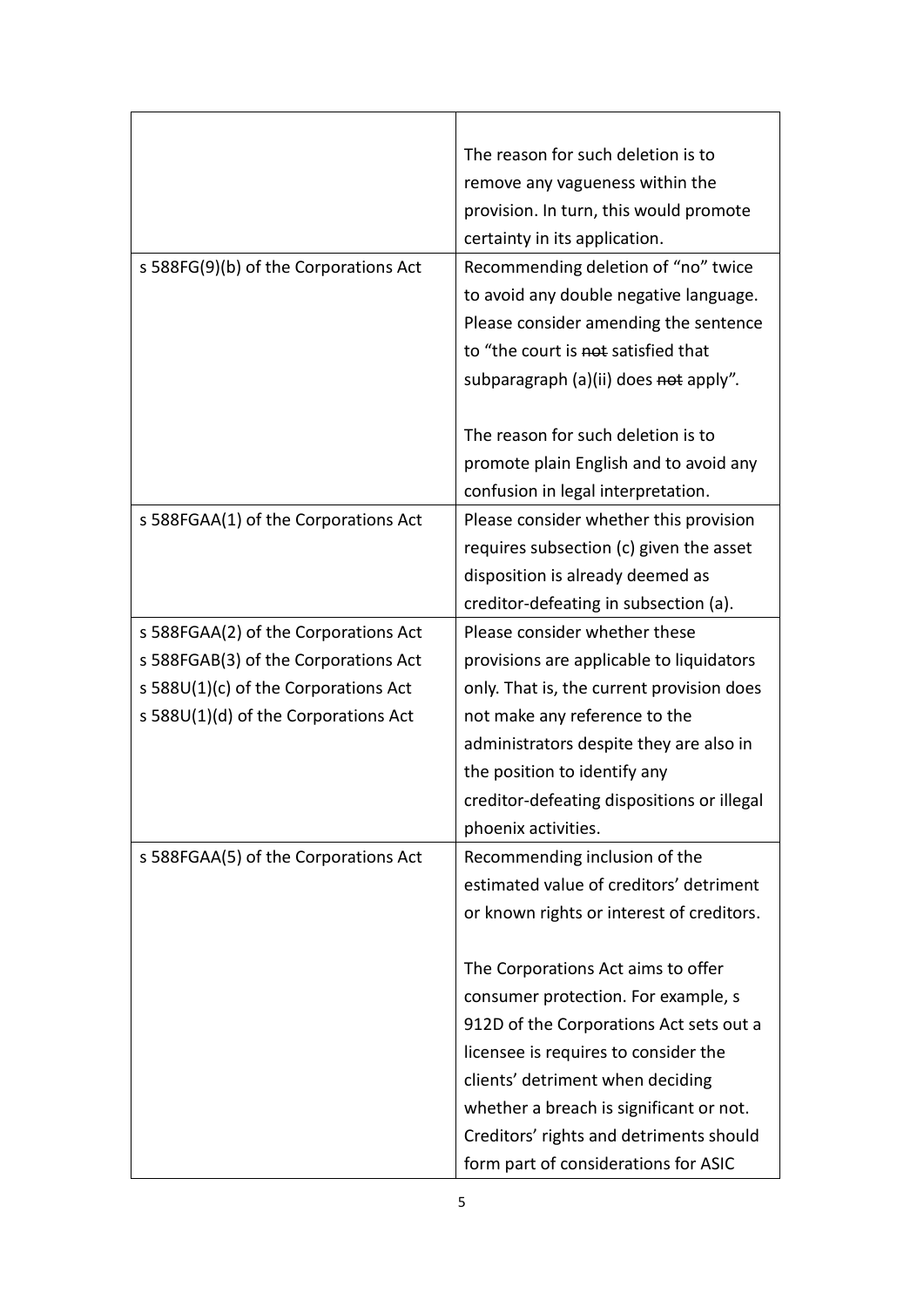| | |
|---|---|
| | The reason for such deletion is to remove any vagueness within the provision. In turn, this would promote certainty in its application. |
| s 588FG(9)(b) of the Corporations Act | Recommending deletion of "no" twice to avoid any double negative language. Please consider amending the sentence to "the court is ~~not~~ satisfied that subparagraph (a)(ii) does ~~not~~ apply".<br><br>The reason for such deletion is to promote plain English and to avoid any confusion in legal interpretation. |
| s 588FGAA(1) of the Corporations Act | Please consider whether this provision requires subsection (c) given the asset disposition is already deemed as creditor-defeating in subsection (a). |
| s 588FGAA(2) of the Corporations Act<br>s 588FGAB(3) of the Corporations Act<br>s 588U(1)(c) of the Corporations Act<br>s 588U(1)(d) of the Corporations Act | Please consider whether these provisions are applicable to liquidators only. That is, the current provision does not make any reference to the administrators despite they are also in the position to identify any creditor-defeating dispositions or illegal phoenix activities. |
| s 588FGAA(5) of the Corporations Act | Recommending inclusion of the estimated value of creditors' detriment or known rights or interest of creditors.<br><br>The Corporations Act aims to offer consumer protection. For example, s 912D of the Corporations Act sets out a licensee is requires to consider the clients' detriment when deciding whether a breach is significant or not. Creditors' rights and detriments should form part of considerations for ASIC |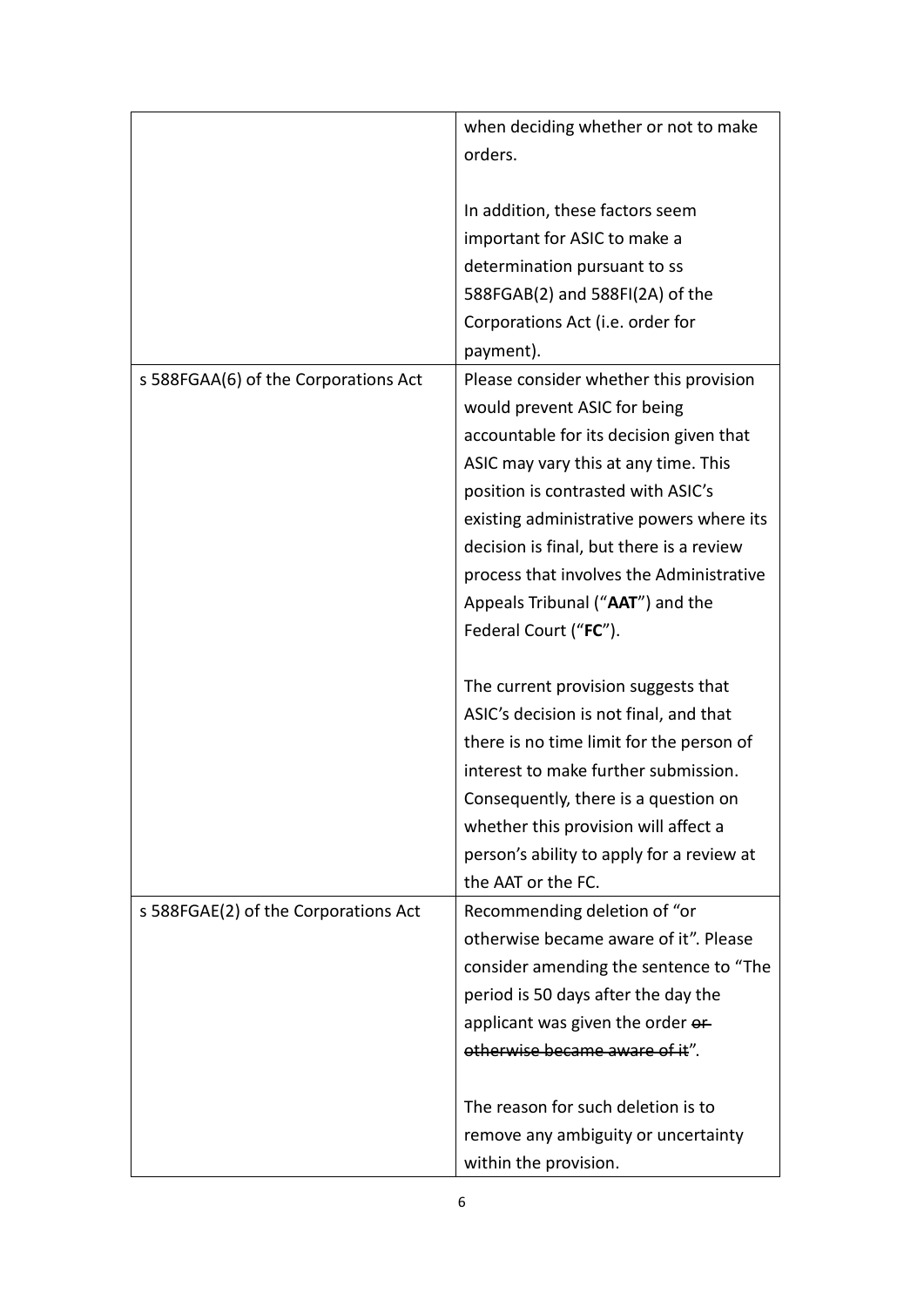| | |
|---|---|
| | when deciding whether or not to make orders.<br><br>In addition, these factors seem important for ASIC to make a determination pursuant to ss 588FGAB(2) and 588FI(2A) of the Corporations Act (i.e. order for payment). |
| s 588FGAA(6) of the Corporations Act | Please consider whether this provision would prevent ASIC for being accountable for its decision given that ASIC may vary this at any time. This position is contrasted with ASIC's existing administrative powers where its decision is final, but there is a review process that involves the Administrative Appeals Tribunal ("**AAT**") and the Federal Court ("**FC**").<br><br>The current provision suggests that ASIC's decision is not final, and that there is no time limit for the person of interest to make further submission. Consequently, there is a question on whether this provision will affect a person's ability to apply for a review at the AAT or the FC. |
| s 588FGAE(2) of the Corporations Act | Recommending deletion of "or otherwise became aware of it". Please consider amending the sentence to "The period is 50 days after the day the applicant was given the order ~~or otherwise became aware of it~~".<br><br>The reason for such deletion is to remove any ambiguity or uncertainty within the provision. |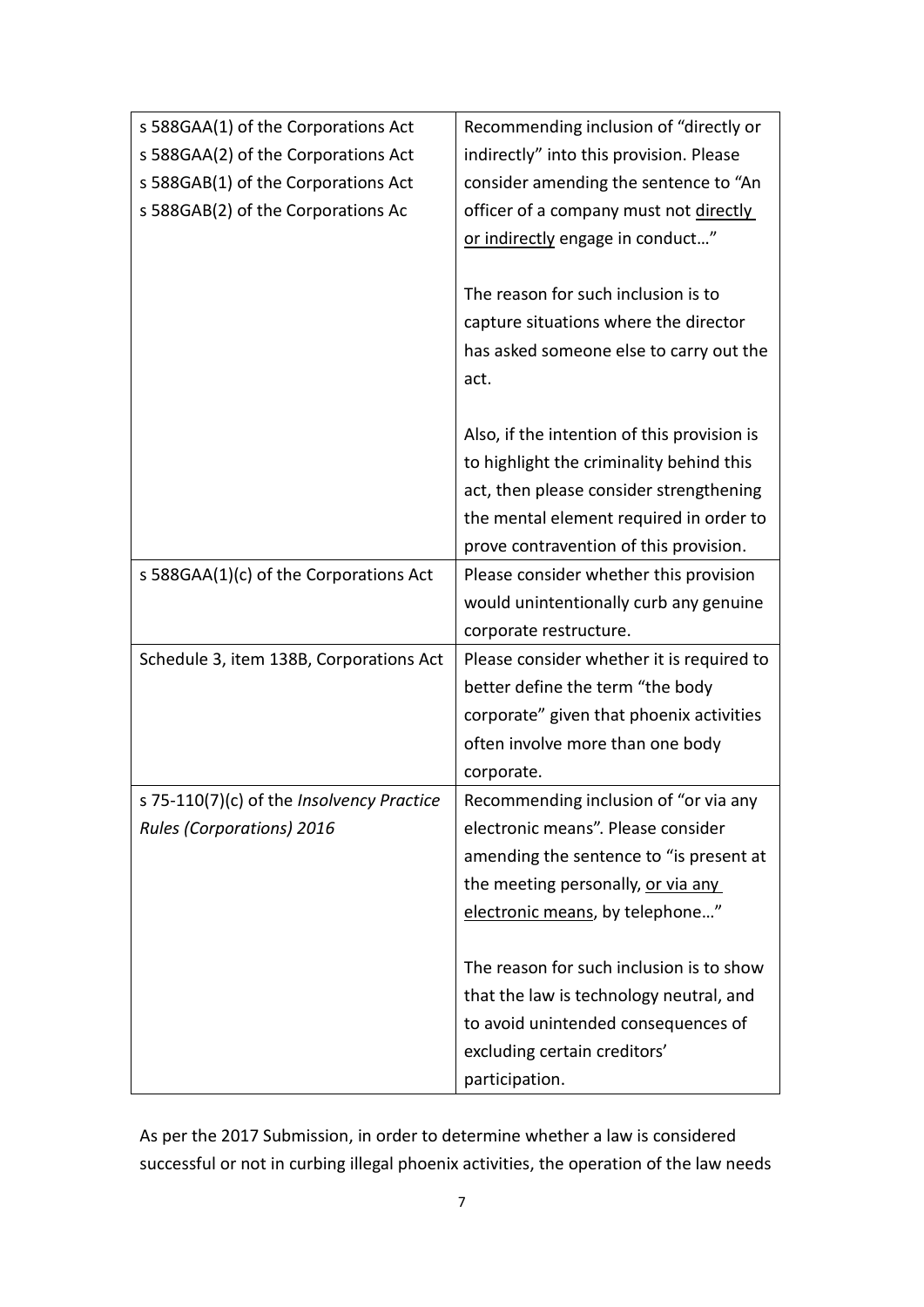| | |
|---|---|
| s 588GAA(1) of the Corporations Act<br>s 588GAA(2) of the Corporations Act<br>s 588GAB(1) of the Corporations Act<br>s 588GAB(2) of the Corporations Ac | Recommending inclusion of "directly or indirectly" into this provision. Please consider amending the sentence to "An officer of a company must not <u>directly or indirectly</u> engage in conduct…"<br><br>The reason for such inclusion is to capture situations where the director has asked someone else to carry out the act.<br><br>Also, if the intention of this provision is to highlight the criminality behind this act, then please consider strengthening the mental element required in order to prove contravention of this provision. |
| s 588GAA(1)(c) of the Corporations Act | Please consider whether this provision would unintentionally curb any genuine corporate restructure. |
| Schedule 3, item 138B, Corporations Act | Please consider whether it is required to better define the term "the body corporate" given that phoenix activities often involve more than one body corporate. |
| s 75-110(7)(c) of the *Insolvency Practice Rules (Corporations) 2016* | Recommending inclusion of "or via any electronic means". Please consider amending the sentence to "is present at the meeting personally, <u>or via any electronic means</u>, by telephone…"<br><br>The reason for such inclusion is to show that the law is technology neutral, and to avoid unintended consequences of excluding certain creditors' participation. |

As per the 2017 Submission, in order to determine whether a law is considered successful or not in curbing illegal phoenix activities, the operation of the law needs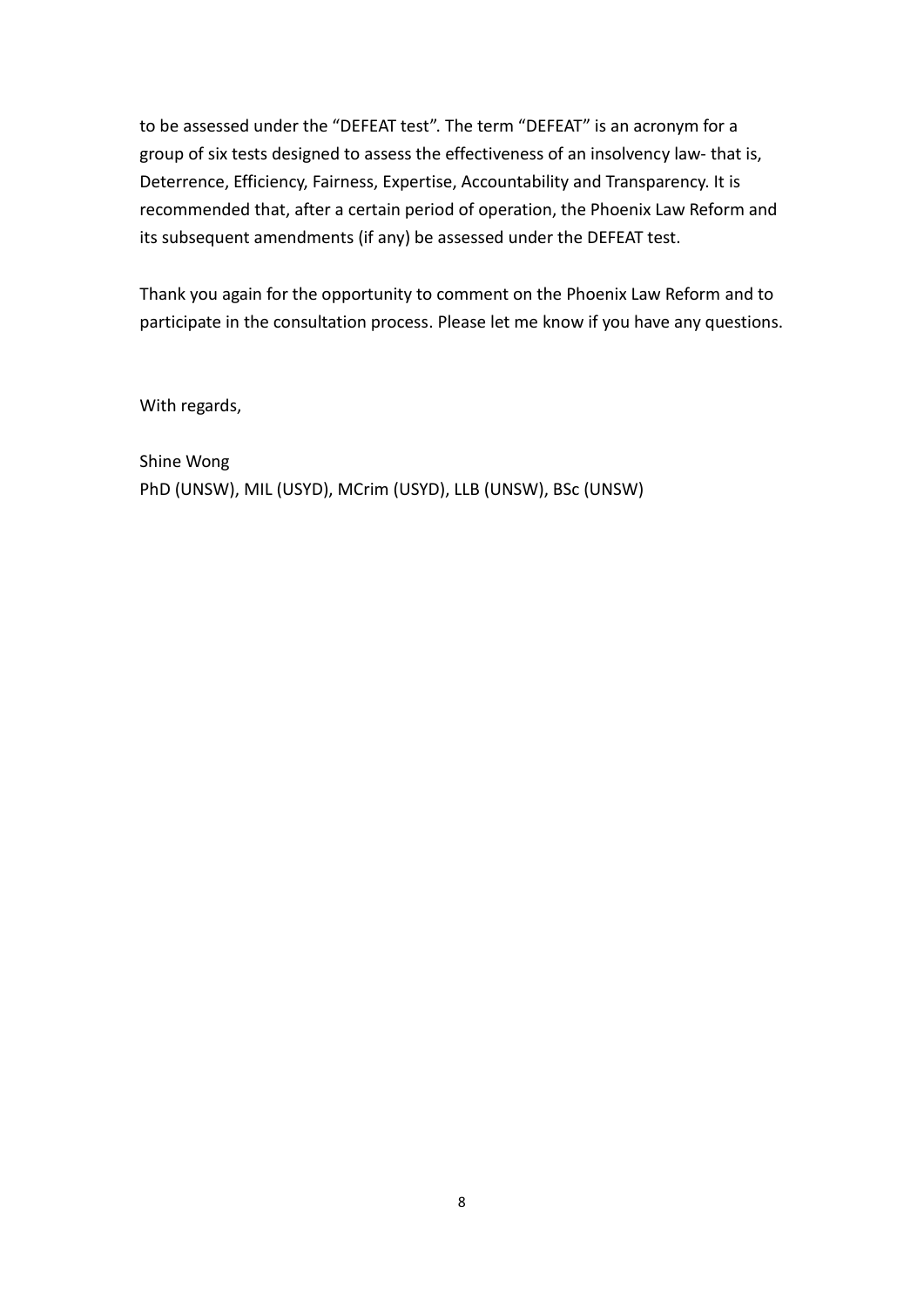to be assessed under the "DEFEAT test". The term "DEFEAT" is an acronym for a group of six tests designed to assess the effectiveness of an insolvency law- that is, Deterrence, Efficiency, Fairness, Expertise, Accountability and Transparency. It is recommended that, after a certain period of operation, the Phoenix Law Reform and its subsequent amendments (if any) be assessed under the DEFEAT test.

Thank you again for the opportunity to comment on the Phoenix Law Reform and to participate in the consultation process. Please let me know if you have any questions.

With regards,

Shine Wong
PhD (UNSW), MIL (USYD), MCrim (USYD), LLB (UNSW), BSc (UNSW)